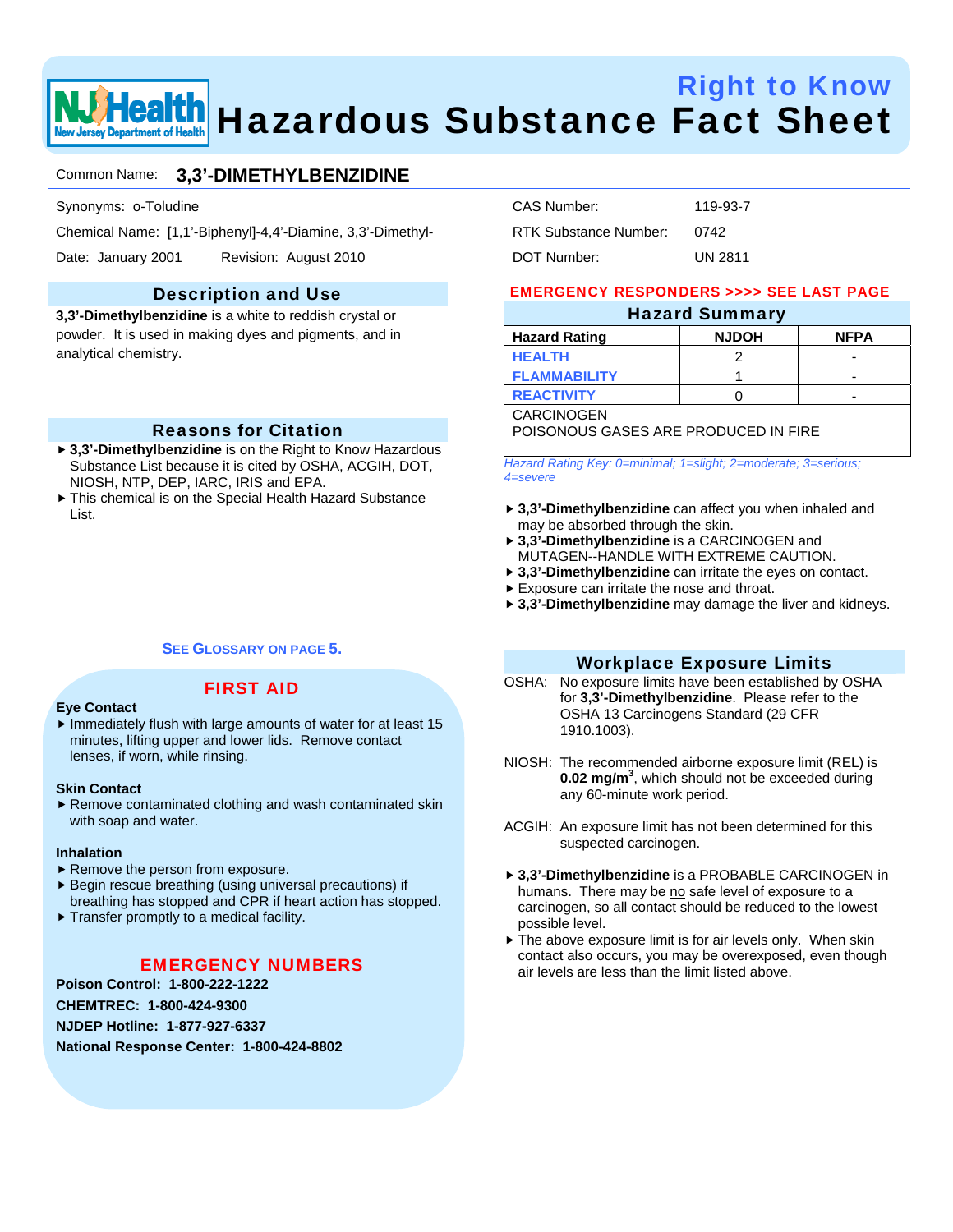# Right to Know Hazardous Substance Fact Sheet

Common Name: **3,3'-DIMETHYLBENZIDINE**

Synonyms: o-Toludine

Chemical Name: [1,1'-Biphenyl]-4,4'-Diamine, 3,3'-Dimethyl-

Date: January 2001 Revision: August 2010

CAS Number: 119-93-7

RTK Substance Number: 0742

DOT Number: UN 2811

## Description and Use

**3,3'-Dimethylbenzidine** is a white to reddish crystal or powder. It is used in making dyes and pigments, and in analytical chemistry.

## Reasons for Citation

- **3,3'-Dimethylbenzidine** is on the Right to Know Hazardous Substance List because it is cited by OSHA, ACGIH, DOT, NIOSH, NTP, DEP, IARC, IRIS and EPA.
- This chemical is on the Special Health Hazard Substance List.

**SEE GLOSSARY ON PAGE 5.**

## FIRST AID

**Eye Contact**

- Immediately flush with large amounts of water for at least 15 minutes, lifting upper and lower lids. Remove contact lenses, if worn, while rinsing.

**Skin Contact**

- Remove contaminated clothing and wash contaminated skin with soap and water.

**Inhalation**

- Remove the person from exposure.
- Begin rescue breathing (using universal precautions) if breathing has stopped and CPR if heart action has stopped.
- Transfer promptly to a medical facility.

## EMERGENCY NUMBERS

**Poison Control: 1-800-222-1222**

**CHEMTREC: 1-800-424-9300**

**NJDEP Hotline: 1-877-927-6337**

**National Response Center: 1-800-424-8802**

**EMERGENCY RESPONDERS >>>> SEE LAST PAGE**

## Hazard Summary

| Hazard Rating | NJDOH | NFPA |
|---|---|---|
| HEALTH | 2 | - |
| FLAMMABILITY | 1 | - |
| REACTIVITY | 0 | - |
| CARCINOGEN<br>POISONOUS GASES ARE PRODUCED IN FIRE | | |

*Hazard Rating Key: 0=minimal; 1=slight; 2=moderate; 3=serious; 4=severe*

- **3,3'-Dimethylbenzidine** can affect you when inhaled and may be absorbed through the skin.
- **3,3'-Dimethylbenzidine** is a CARCINOGEN and MUTAGEN--HANDLE WITH EXTREME CAUTION.
- **3,3'-Dimethylbenzidine** can irritate the eyes on contact.
- Exposure can irritate the nose and throat.
- **3,3'-Dimethylbenzidine** may damage the liver and kidneys.

## Workplace Exposure Limits

OSHA: No exposure limits have been established by OSHA for **3,3'-Dimethylbenzidine**. Please refer to the OSHA 13 Carcinogens Standard (29 CFR 1910.1003).

NIOSH: The recommended airborne exposure limit (REL) is **0.02 mg/m$^3$**, which should not be exceeded during any 60-minute work period.

ACGIH: An exposure limit has not been determined for this suspected carcinogen.

- **3,3'-Dimethylbenzidine** is a PROBABLE CARCINOGEN in humans. There may be no safe level of exposure to a carcinogen, so all contact should be reduced to the lowest possible level.
- The above exposure limit is for air levels only. When skin contact also occurs, you may be overexposed, even though air levels are less than the limit listed above.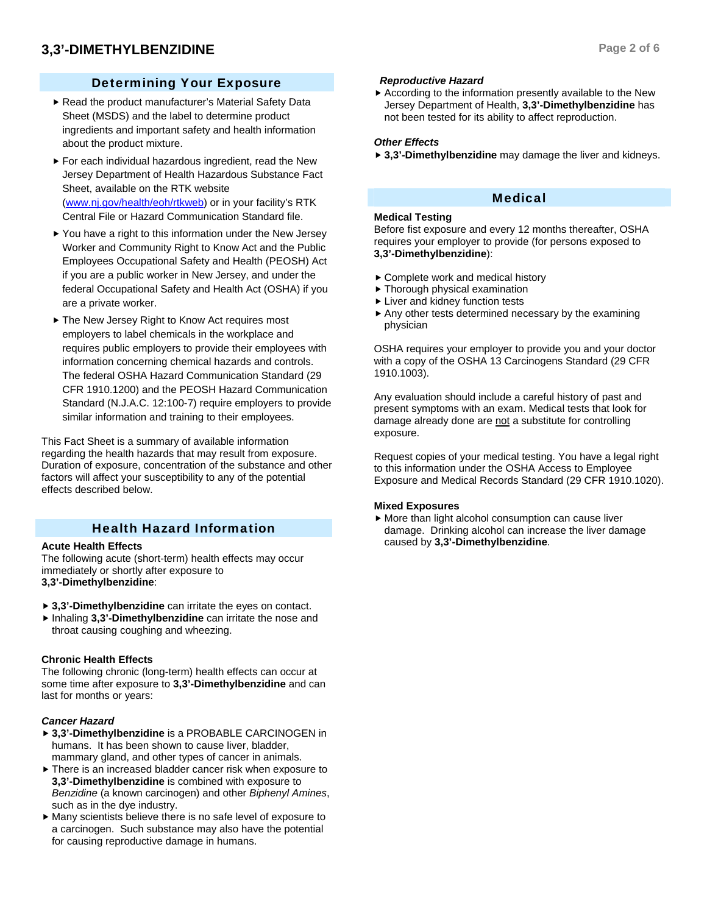## Determining Your Exposure

- Read the product manufacturer's Material Safety Data Sheet (MSDS) and the label to determine product ingredients and important safety and health information about the product mixture.
- For each individual hazardous ingredient, read the New Jersey Department of Health Hazardous Substance Fact Sheet, available on the RTK website ([www.nj.gov/health/eoh/rtkweb](http://www.nj.gov/health/eoh/rtkweb)) or in your facility's RTK Central File or Hazard Communication Standard file.
- You have a right to this information under the New Jersey Worker and Community Right to Know Act and the Public Employees Occupational Safety and Health (PEOSH) Act if you are a public worker in New Jersey, and under the federal Occupational Safety and Health Act (OSHA) if you are a private worker.
- The New Jersey Right to Know Act requires most employers to label chemicals in the workplace and requires public employers to provide their employees with information concerning chemical hazards and controls. The federal OSHA Hazard Communication Standard (29 CFR 1910.1200) and the PEOSH Hazard Communication Standard (N.J.A.C. 12:100-7) require employers to provide similar information and training to their employees.

This Fact Sheet is a summary of available information regarding the health hazards that may result from exposure. Duration of exposure, concentration of the substance and other factors will affect your susceptibility to any of the potential effects described below.

## Health Hazard Information

### Acute Health Effects

The following acute (short-term) health effects may occur immediately or shortly after exposure to **3,3'-Dimethylbenzidine**:

- **3,3'-Dimethylbenzidine** can irritate the eyes on contact.
- Inhaling **3,3'-Dimethylbenzidine** can irritate the nose and throat causing coughing and wheezing.

### Chronic Health Effects

The following chronic (long-term) health effects can occur at some time after exposure to **3,3'-Dimethylbenzidine** and can last for months or years:

***Cancer Hazard***

- **3,3'-Dimethylbenzidine** is a PROBABLE CARCINOGEN in humans. It has been shown to cause liver, bladder, mammary gland, and other types of cancer in animals.
- There is an increased bladder cancer risk when exposure to **3,3'-Dimethylbenzidine** is combined with exposure to *Benzidine* (a known carcinogen) and other *Biphenyl Amines*, such as in the dye industry.
- Many scientists believe there is no safe level of exposure to a carcinogen. Such substance may also have the potential for causing reproductive damage in humans.

***Reproductive Hazard***

- According to the information presently available to the New Jersey Department of Health, **3,3'-Dimethylbenzidine** has not been tested for its ability to affect reproduction.

***Other Effects***

- **3,3'-Dimethylbenzidine** may damage the liver and kidneys.

## Medical

### Medical Testing

Before fist exposure and every 12 months thereafter, OSHA requires your employer to provide (for persons exposed to **3,3'-Dimethylbenzidine**):

- Complete work and medical history
- Thorough physical examination
- Liver and kidney function tests
- Any other tests determined necessary by the examining physician

OSHA requires your employer to provide you and your doctor with a copy of the OSHA 13 Carcinogens Standard (29 CFR 1910.1003).

Any evaluation should include a careful history of past and present symptoms with an exam. Medical tests that look for damage already done are <u>not</u> a substitute for controlling exposure.

Request copies of your medical testing. You have a legal right to this information under the OSHA Access to Employee Exposure and Medical Records Standard (29 CFR 1910.1020).

### Mixed Exposures

- More than light alcohol consumption can cause liver damage. Drinking alcohol can increase the liver damage caused by **3,3'-Dimethylbenzidine**.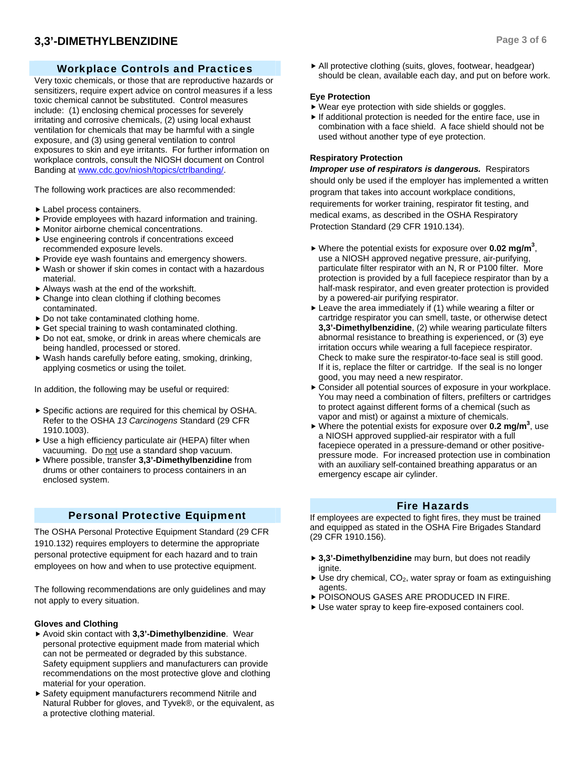## Workplace Controls and Practices

Very toxic chemicals, or those that are reproductive hazards or sensitizers, require expert advice on control measures if a less toxic chemical cannot be substituted. Control measures include: (1) enclosing chemical processes for severely irritating and corrosive chemicals, (2) using local exhaust ventilation for chemicals that may be harmful with a single exposure, and (3) using general ventilation to control exposures to skin and eye irritants. For further information on workplace controls, consult the NIOSH document on Control Banding at www.cdc.gov/niosh/topics/ctrlbanding/.

The following work practices are also recommended:

- Label process containers.
- Provide employees with hazard information and training.
- Monitor airborne chemical concentrations.
- Use engineering controls if concentrations exceed recommended exposure levels.
- Provide eye wash fountains and emergency showers.
- Wash or shower if skin comes in contact with a hazardous material.
- Always wash at the end of the workshift.
- Change into clean clothing if clothing becomes contaminated.
- Do not take contaminated clothing home.
- Get special training to wash contaminated clothing.
- Do not eat, smoke, or drink in areas where chemicals are being handled, processed or stored.
- Wash hands carefully before eating, smoking, drinking, applying cosmetics or using the toilet.

In addition, the following may be useful or required:

- Specific actions are required for this chemical by OSHA. Refer to the OSHA *13 Carcinogens* Standard (29 CFR 1910.1003).
- Use a high efficiency particulate air (HEPA) filter when vacuuming. Do not use a standard shop vacuum.
- Where possible, transfer **3,3'-Dimethylbenzidine** from drums or other containers to process containers in an enclosed system.

## Personal Protective Equipment

The OSHA Personal Protective Equipment Standard (29 CFR 1910.132) requires employers to determine the appropriate personal protective equipment for each hazard and to train employees on how and when to use protective equipment.

The following recommendations are only guidelines and may not apply to every situation.

### Gloves and Clothing

- Avoid skin contact with **3,3'-Dimethylbenzidine**. Wear personal protective equipment made from material which can not be permeated or degraded by this substance. Safety equipment suppliers and manufacturers can provide recommendations on the most protective glove and clothing material for your operation.
- Safety equipment manufacturers recommend Nitrile and Natural Rubber for gloves, and Tyvek®, or the equivalent, as a protective clothing material.
- All protective clothing (suits, gloves, footwear, headgear) should be clean, available each day, and put on before work.

### Eye Protection

- Wear eye protection with side shields or goggles.
- If additional protection is needed for the entire face, use in combination with a face shield. A face shield should not be used without another type of eye protection.

### Respiratory Protection

***Improper use of respirators is dangerous.*** Respirators should only be used if the employer has implemented a written program that takes into account workplace conditions, requirements for worker training, respirator fit testing, and medical exams, as described in the OSHA Respiratory Protection Standard (29 CFR 1910.134).

- Where the potential exists for exposure over **0.02 mg/m$^3$**, use a NIOSH approved negative pressure, air-purifying, particulate filter respirator with an N, R or P100 filter. More protection is provided by a full facepiece respirator than by a half-mask respirator, and even greater protection is provided by a powered-air purifying respirator.
- Leave the area immediately if (1) while wearing a filter or cartridge respirator you can smell, taste, or otherwise detect **3,3'-Dimethylbenzidine**, (2) while wearing particulate filters abnormal resistance to breathing is experienced, or (3) eye irritation occurs while wearing a full facepiece respirator. Check to make sure the respirator-to-face seal is still good. If it is, replace the filter or cartridge. If the seal is no longer good, you may need a new respirator.
- Consider all potential sources of exposure in your workplace. You may need a combination of filters, prefilters or cartridges to protect against different forms of a chemical (such as vapor and mist) or against a mixture of chemicals.
- Where the potential exists for exposure over **0.2 mg/m$^3$**, use a NIOSH approved supplied-air respirator with a full facepiece operated in a pressure-demand or other positive-pressure mode. For increased protection use in combination with an auxiliary self-contained breathing apparatus or an emergency escape air cylinder.

## Fire Hazards

If employees are expected to fight fires, they must be trained and equipped as stated in the OSHA Fire Brigades Standard (29 CFR 1910.156).

- **3,3'-Dimethylbenzidine** may burn, but does not readily ignite.
- Use dry chemical, $CO_2$, water spray or foam as extinguishing agents.
- POISONOUS GASES ARE PRODUCED IN FIRE.
- Use water spray to keep fire-exposed containers cool.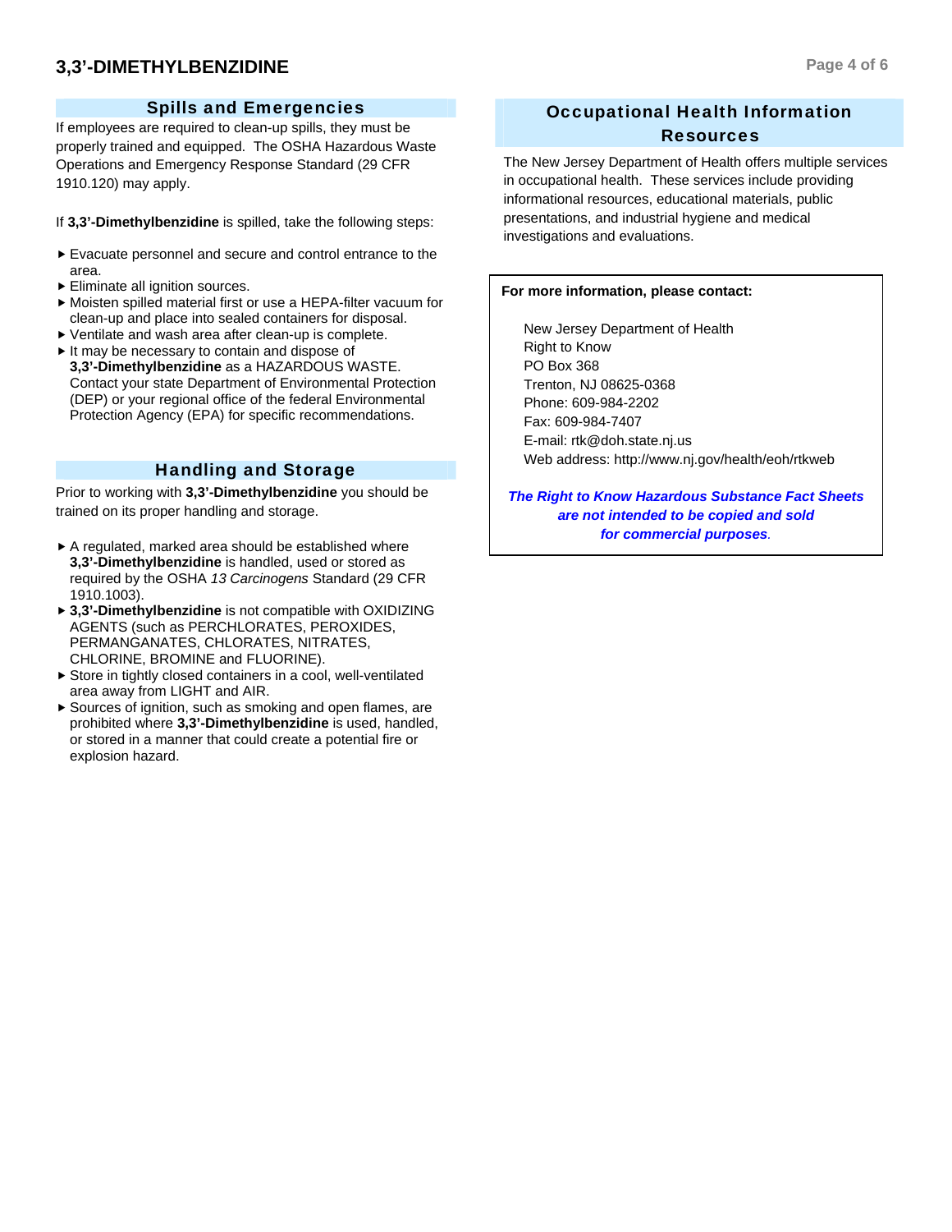## Spills and Emergencies

If employees are required to clean-up spills, they must be properly trained and equipped. The OSHA Hazardous Waste Operations and Emergency Response Standard (29 CFR 1910.120) may apply.

If **3,3'-Dimethylbenzidine** is spilled, take the following steps:

- Evacuate personnel and secure and control entrance to the area.
- Eliminate all ignition sources.
- Moisten spilled material first or use a HEPA-filter vacuum for clean-up and place into sealed containers for disposal.
- Ventilate and wash area after clean-up is complete.
- It may be necessary to contain and dispose of **3,3'-Dimethylbenzidine** as a HAZARDOUS WASTE. Contact your state Department of Environmental Protection (DEP) or your regional office of the federal Environmental Protection Agency (EPA) for specific recommendations.

## Handling and Storage

Prior to working with **3,3'-Dimethylbenzidine** you should be trained on its proper handling and storage.

- A regulated, marked area should be established where **3,3'-Dimethylbenzidine** is handled, used or stored as required by the OSHA *13 Carcinogens* Standard (29 CFR 1910.1003).
- **3,3'-Dimethylbenzidine** is not compatible with OXIDIZING AGENTS (such as PERCHLORATES, PEROXIDES, PERMANGANATES, CHLORATES, NITRATES, CHLORINE, BROMINE and FLUORINE).
- Store in tightly closed containers in a cool, well-ventilated area away from LIGHT and AIR.
- Sources of ignition, such as smoking and open flames, are prohibited where **3,3'-Dimethylbenzidine** is used, handled, or stored in a manner that could create a potential fire or explosion hazard.

## Occupational Health Information Resources

The New Jersey Department of Health offers multiple services in occupational health. These services include providing informational resources, educational materials, public presentations, and industrial hygiene and medical investigations and evaluations.

**For more information, please contact:**

New Jersey Department of Health
Right to Know
PO Box 368
Trenton, NJ 08625-0368
Phone: 609-984-2202
Fax: 609-984-7407
E-mail: rtk@doh.state.nj.us
Web address: http://www.nj.gov/health/eoh/rtkweb

***The Right to Know Hazardous Substance Fact Sheets are not intended to be copied and sold for commercial purposes.***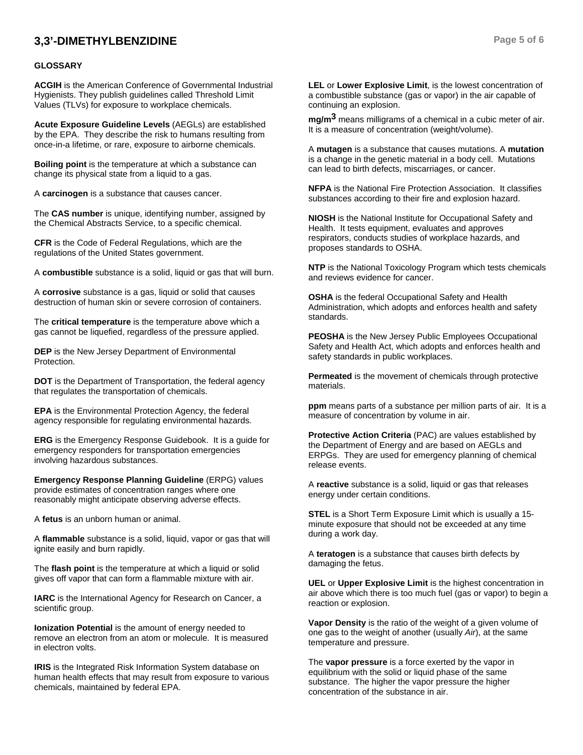## GLOSSARY

**ACGIH** is the American Conference of Governmental Industrial Hygienists. They publish guidelines called Threshold Limit Values (TLVs) for exposure to workplace chemicals.

**Acute Exposure Guideline Levels** (AEGLs) are established by the EPA. They describe the risk to humans resulting from once-in-a lifetime, or rare, exposure to airborne chemicals.

**Boiling point** is the temperature at which a substance can change its physical state from a liquid to a gas.

A **carcinogen** is a substance that causes cancer.

The **CAS number** is unique, identifying number, assigned by the Chemical Abstracts Service, to a specific chemical.

**CFR** is the Code of Federal Regulations, which are the regulations of the United States government.

A **combustible** substance is a solid, liquid or gas that will burn.

A **corrosive** substance is a gas, liquid or solid that causes destruction of human skin or severe corrosion of containers.

The **critical temperature** is the temperature above which a gas cannot be liquefied, regardless of the pressure applied.

**DEP** is the New Jersey Department of Environmental Protection.

**DOT** is the Department of Transportation, the federal agency that regulates the transportation of chemicals.

**EPA** is the Environmental Protection Agency, the federal agency responsible for regulating environmental hazards.

**ERG** is the Emergency Response Guidebook. It is a guide for emergency responders for transportation emergencies involving hazardous substances.

**Emergency Response Planning Guideline** (ERPG) values provide estimates of concentration ranges where one reasonably might anticipate observing adverse effects.

A **fetus** is an unborn human or animal.

A **flammable** substance is a solid, liquid, vapor or gas that will ignite easily and burn rapidly.

The **flash point** is the temperature at which a liquid or solid gives off vapor that can form a flammable mixture with air.

**IARC** is the International Agency for Research on Cancer, a scientific group.

**Ionization Potential** is the amount of energy needed to remove an electron from an atom or molecule. It is measured in electron volts.

**IRIS** is the Integrated Risk Information System database on human health effects that may result from exposure to various chemicals, maintained by federal EPA.

**LEL** or **Lower Explosive Limit**, is the lowest concentration of a combustible substance (gas or vapor) in the air capable of continuing an explosion.

**$mg/m^3$** means milligrams of a chemical in a cubic meter of air. It is a measure of concentration (weight/volume).

A **mutagen** is a substance that causes mutations. A **mutation** is a change in the genetic material in a body cell. Mutations can lead to birth defects, miscarriages, or cancer.

**NFPA** is the National Fire Protection Association. It classifies substances according to their fire and explosion hazard.

**NIOSH** is the National Institute for Occupational Safety and Health. It tests equipment, evaluates and approves respirators, conducts studies of workplace hazards, and proposes standards to OSHA.

**NTP** is the National Toxicology Program which tests chemicals and reviews evidence for cancer.

**OSHA** is the federal Occupational Safety and Health Administration, which adopts and enforces health and safety standards.

**PEOSHA** is the New Jersey Public Employees Occupational Safety and Health Act, which adopts and enforces health and safety standards in public workplaces.

**Permeated** is the movement of chemicals through protective materials.

**ppm** means parts of a substance per million parts of air. It is a measure of concentration by volume in air.

**Protective Action Criteria** (PAC) are values established by the Department of Energy and are based on AEGLs and ERPGs. They are used for emergency planning of chemical release events.

A **reactive** substance is a solid, liquid or gas that releases energy under certain conditions.

**STEL** is a Short Term Exposure Limit which is usually a 15-minute exposure that should not be exceeded at any time during a work day.

A **teratogen** is a substance that causes birth defects by damaging the fetus.

**UEL** or **Upper Explosive Limit** is the highest concentration in air above which there is too much fuel (gas or vapor) to begin a reaction or explosion.

**Vapor Density** is the ratio of the weight of a given volume of one gas to the weight of another (usually *Air*), at the same temperature and pressure.

The **vapor pressure** is a force exerted by the vapor in equilibrium with the solid or liquid phase of the same substance. The higher the vapor pressure the higher concentration of the substance in air.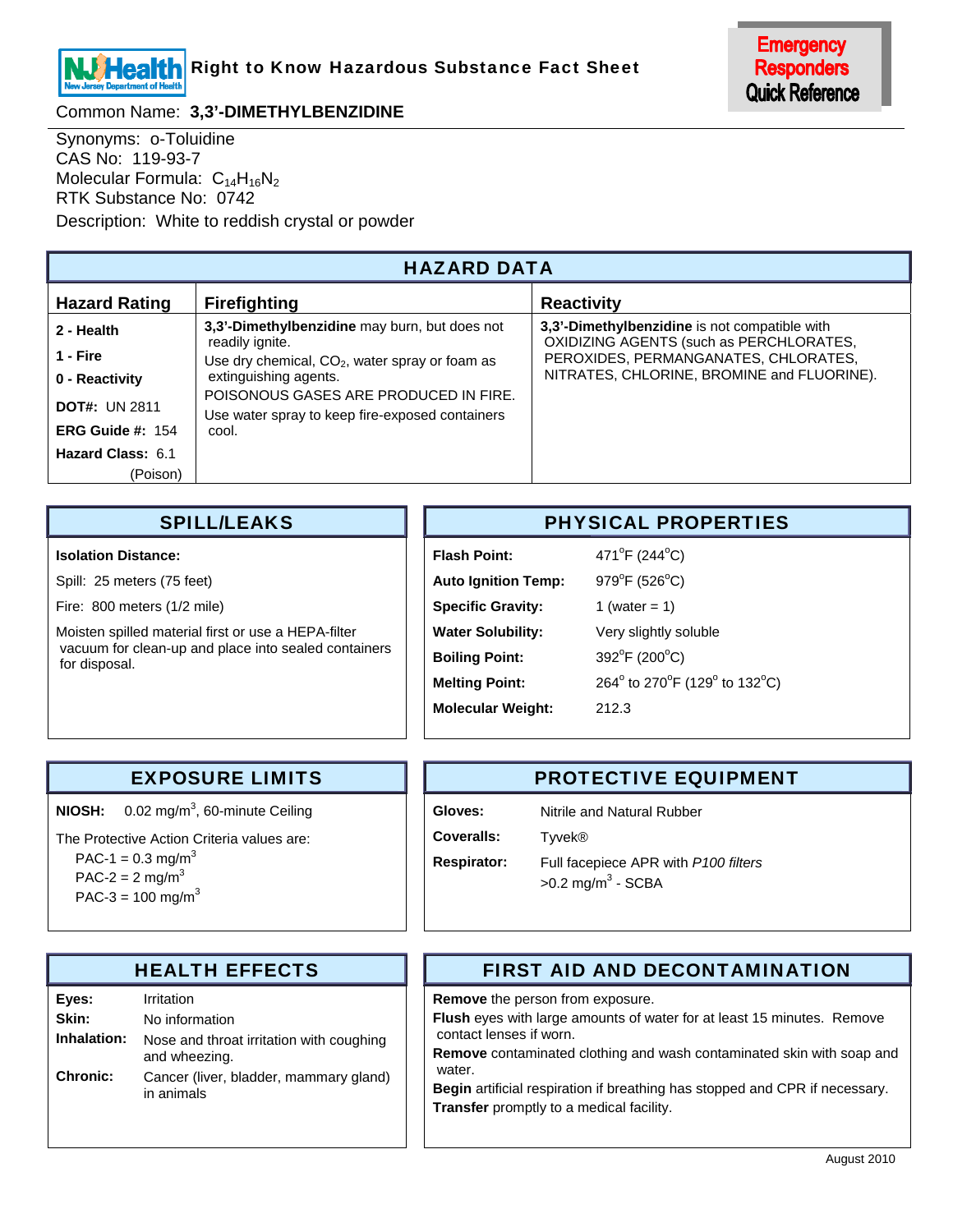NJ Health — New Jersey Department of Health

**Right to Know Hazardous Substance Fact Sheet**

**Emergency Responders Quick Reference**

Common Name: **3,3'-DIMETHYLBENZIDINE**

Synonyms: o-Toluidine
CAS No: 119-93-7
Molecular Formula: $C_{14}H_{16}N_2$
RTK Substance No: 0742

Description: White to reddish crystal or powder

## HAZARD DATA

| Hazard Rating | Firefighting | Reactivity |
|---|---|---|
| **2 - Health**<br>**1 - Fire**<br>**0 - Reactivity**<br>**DOT#:** UN 2811<br>**ERG Guide #:** 154<br>**Hazard Class:** 6.1 (Poison) | **3,3'-Dimethylbenzidine** may burn, but does not readily ignite.<br>Use dry chemical, $CO_2$, water spray or foam as extinguishing agents.<br>POISONOUS GASES ARE PRODUCED IN FIRE.<br>Use water spray to keep fire-exposed containers cool. | **3,3'-Dimethylbenzidine** is not compatible with OXIDIZING AGENTS (such as PERCHLORATES, PEROXIDES, PERMANGANATES, CHLORATES, NITRATES, CHLORINE, BROMINE and FLUORINE). |

## SPILL/LEAKS

**Isolation Distance:**

Spill: 25 meters (75 feet)

Fire: 800 meters (1/2 mile)

Moisten spilled material first or use a HEPA-filter vacuum for clean-up and place into sealed containers for disposal.

## PHYSICAL PROPERTIES

| | |
|---|---|
| **Flash Point:** | 471°F (244°C) |
| **Auto Ignition Temp:** | 979°F (526°C) |
| **Specific Gravity:** | 1 (water = 1) |
| **Water Solubility:** | Very slightly soluble |
| **Boiling Point:** | 392°F (200°C) |
| **Melting Point:** | 264° to 270°F (129° to 132°C) |
| **Molecular Weight:** | 212.3 |

## EXPOSURE LIMITS

**NIOSH:** 0.02 $mg/m^3$, 60-minute Ceiling

The Protective Action Criteria values are:

PAC-1 = 0.3 $mg/m^3$
PAC-2 = 2 $mg/m^3$
PAC-3 = 100 $mg/m^3$

## PROTECTIVE EQUIPMENT

| | |
|---|---|
| **Gloves:** | Nitrile and Natural Rubber |
| **Coveralls:** | Tyvek® |
| **Respirator:** | Full facepiece APR with *P100 filters*<br>>0.2 $mg/m^3$ - SCBA |

## HEALTH EFFECTS

| | |
|---|---|
| **Eyes:** | Irritation |
| **Skin:** | No information |
| **Inhalation:** | Nose and throat irritation with coughing and wheezing. |
| **Chronic:** | Cancer (liver, bladder, mammary gland) in animals |

## FIRST AID AND DECONTAMINATION

**Remove** the person from exposure.

**Flush** eyes with large amounts of water for at least 15 minutes. Remove contact lenses if worn.

**Remove** contaminated clothing and wash contaminated skin with soap and water.

**Begin** artificial respiration if breathing has stopped and CPR if necessary.

**Transfer** promptly to a medical facility.

August 2010